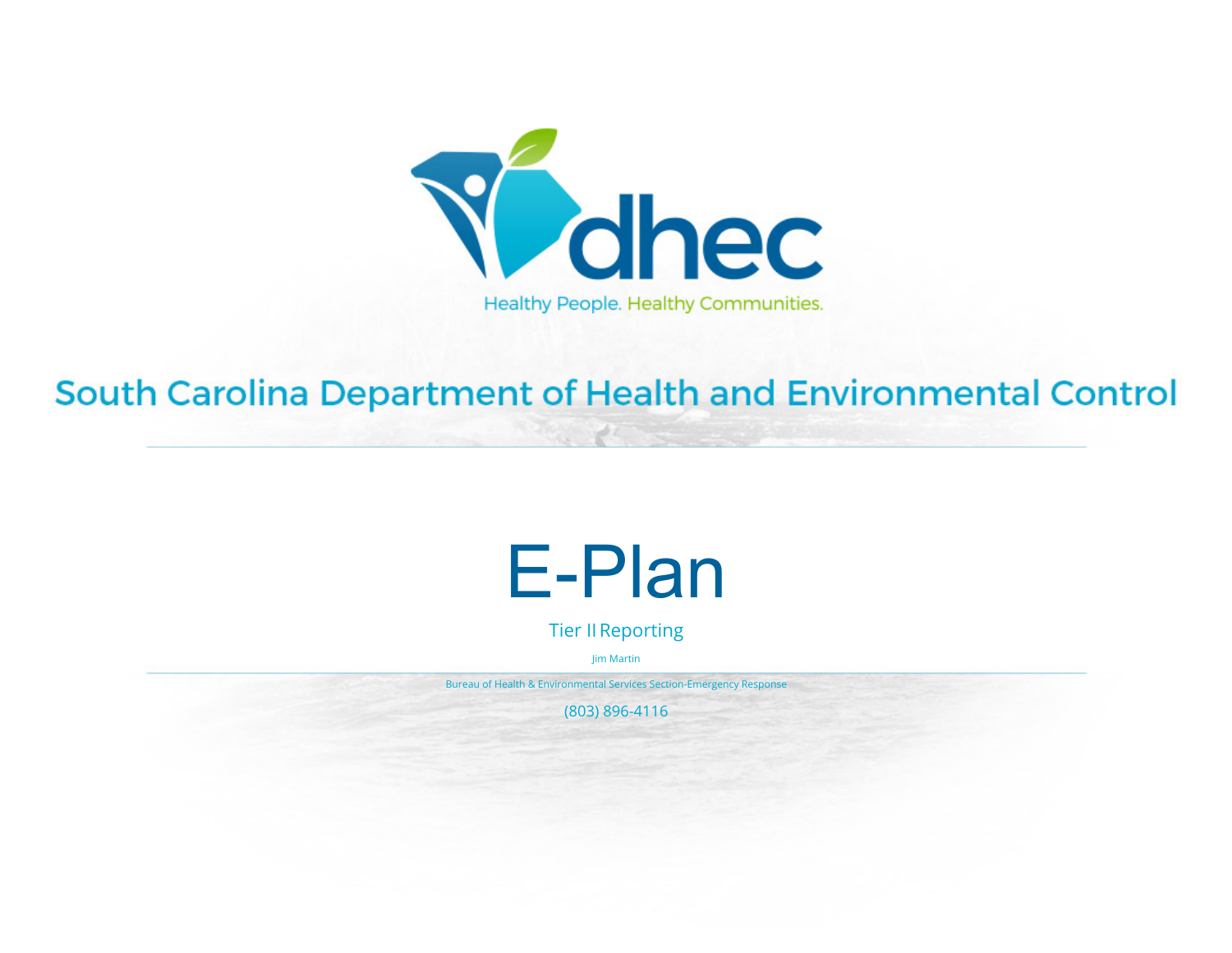dhec

Healthy People. Healthy Communities.

South Carolina Department of Health and Environmental Control

---

# E-Plan

## Tier II Reporting

Jim Martin

---

Bureau of Health & Environmental Services Section-Emergency Response

(803) 896-4116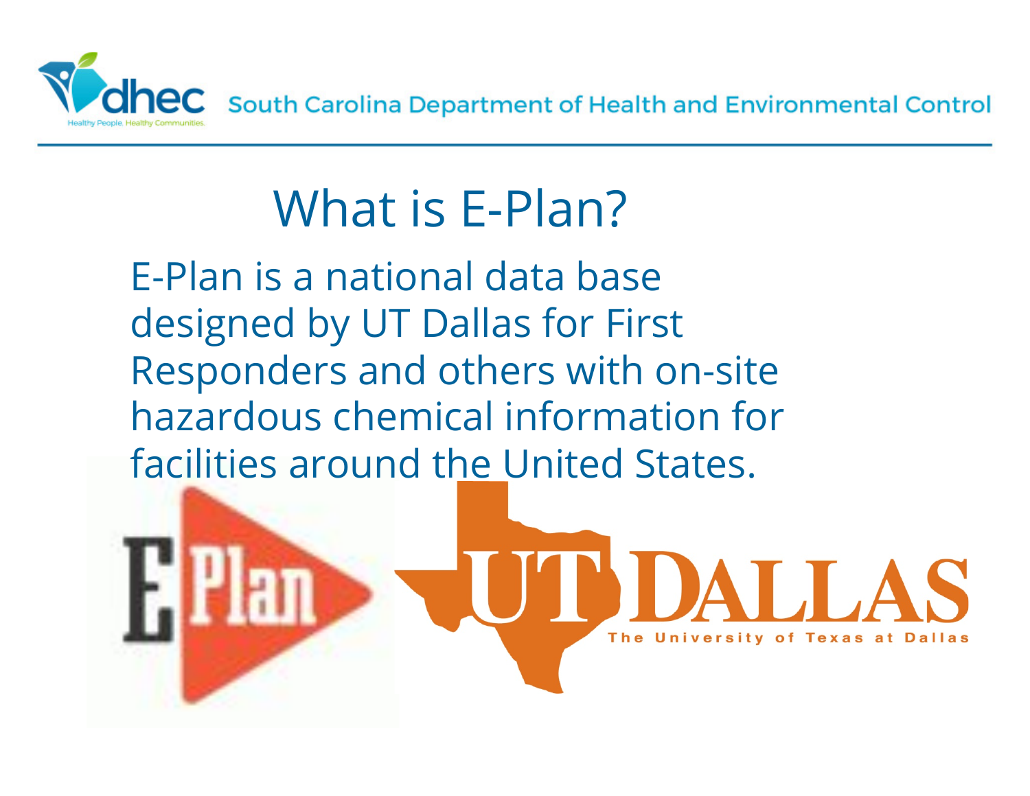# What is E-Plan?

E-Plan is a national data base designed by UT Dallas for First Responders and others with on-site hazardous chemical information for facilities around the United States.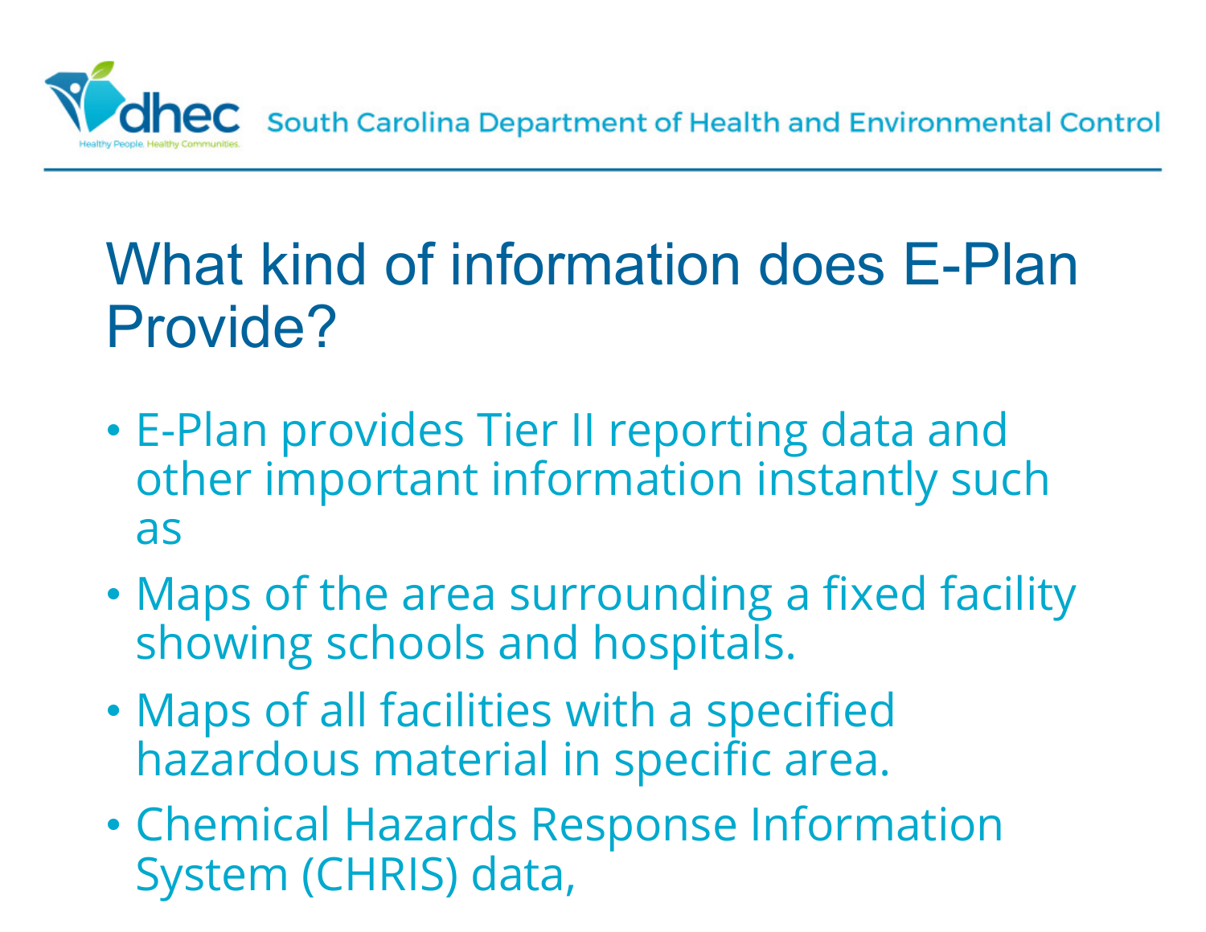# What kind of information does E-Plan Provide?

- E-Plan provides Tier II reporting data and other important information instantly such as
- Maps of the area surrounding a fixed facility showing schools and hospitals.
- Maps of all facilities with a specified hazardous material in specific area.
- Chemical Hazards Response Information System (CHRIS) data,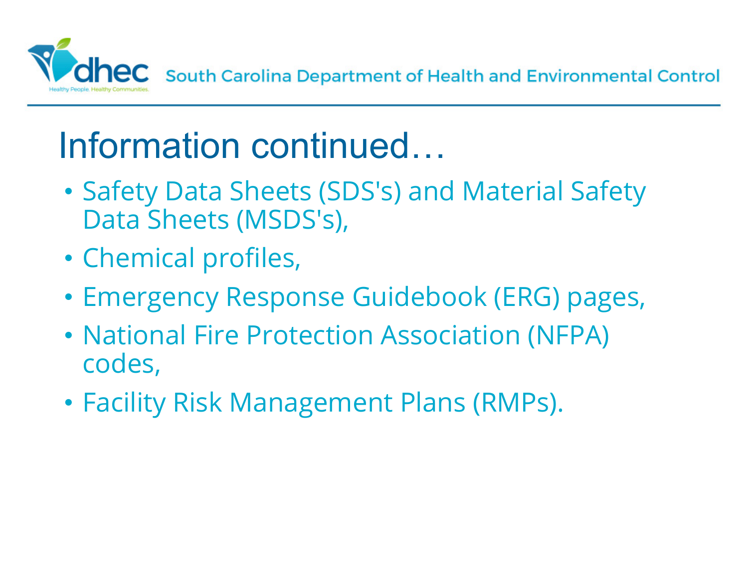# Information continued…

- Safety Data Sheets (SDS's) and Material Safety Data Sheets (MSDS's),
- Chemical profiles,
- Emergency Response Guidebook (ERG) pages,
- National Fire Protection Association (NFPA) codes,
- Facility Risk Management Plans (RMPs).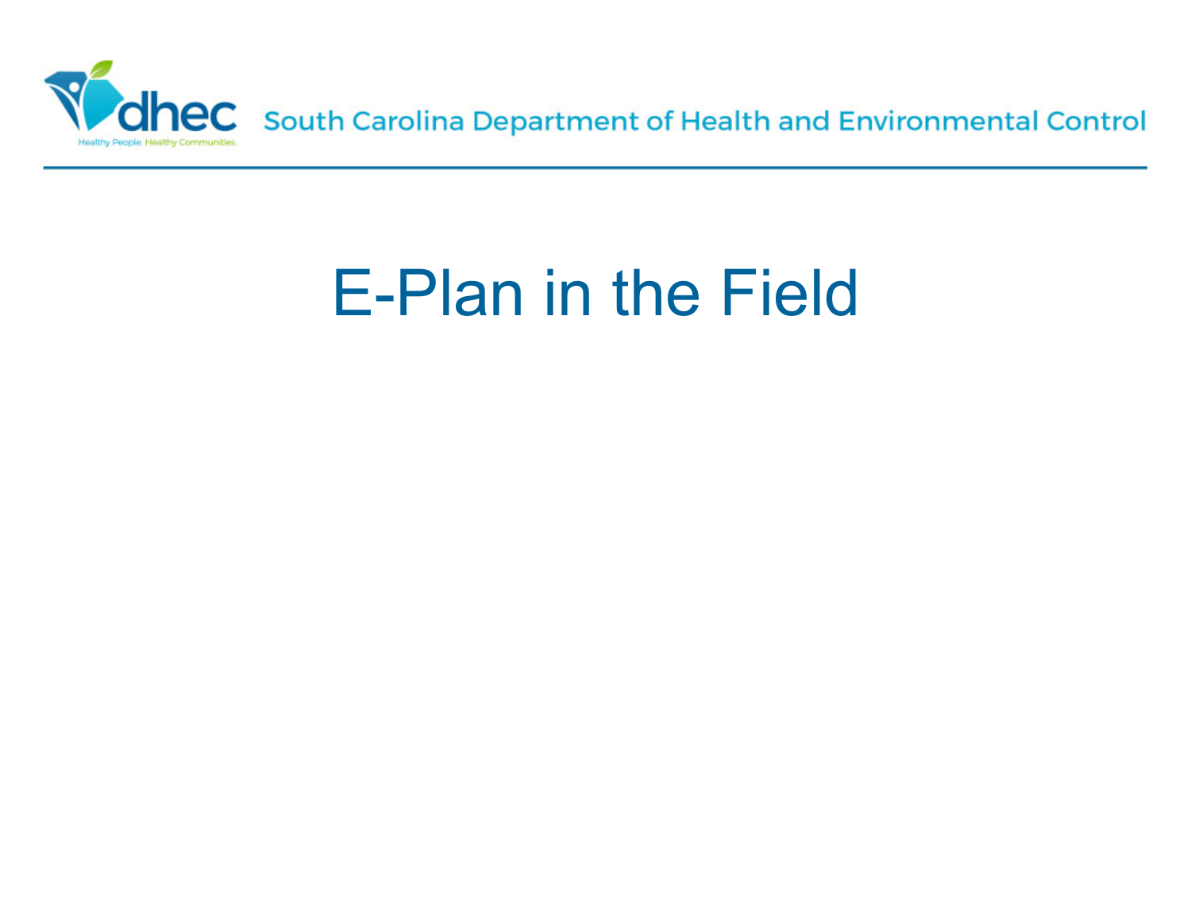# E-Plan in the Field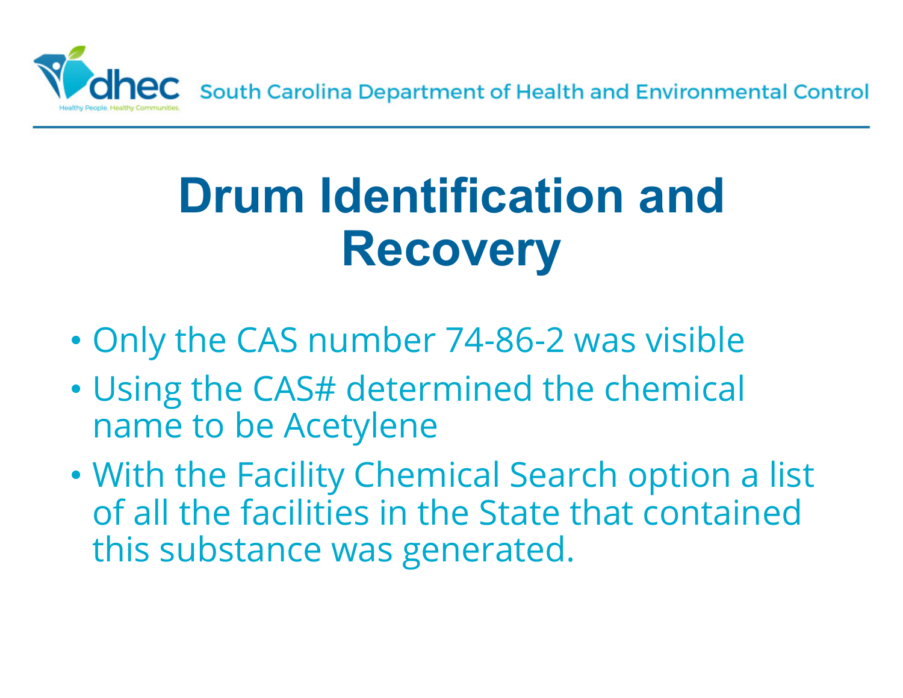# Drum Identification and Recovery

- Only the CAS number 74-86-2 was visible
- Using the CAS# determined the chemical name to be Acetylene
- With the Facility Chemical Search option a list of all the facilities in the State that contained this substance was generated.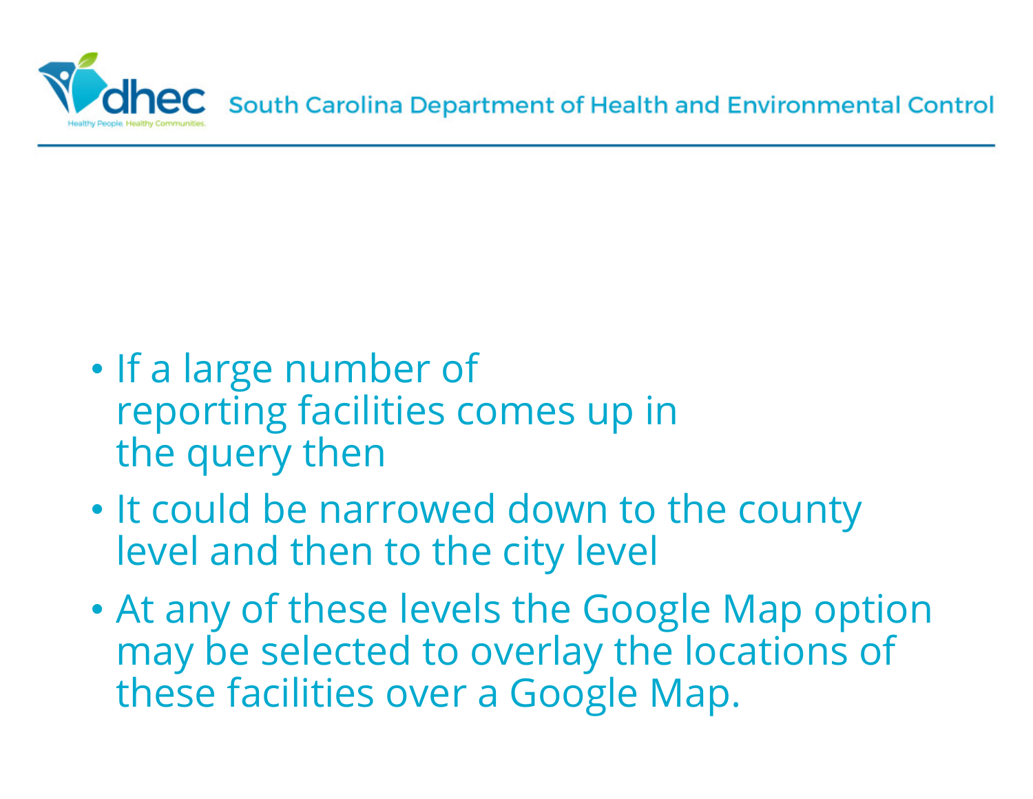- If a large number of reporting facilities comes up in the query then
- It could be narrowed down to the county level and then to the city level
- At any of these levels the Google Map option may be selected to overlay the locations of these facilities over a Google Map.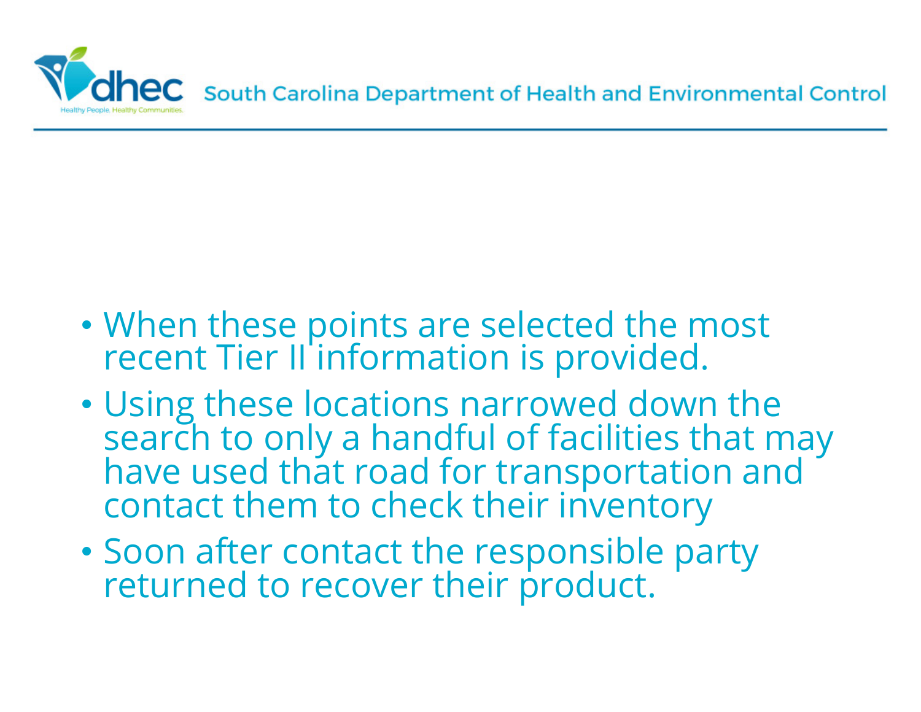- When these points are selected the most recent Tier II information is provided.
- Using these locations narrowed down the search to only a handful of facilities that may have used that road for transportation and contact them to check their inventory
- Soon after contact the responsible party returned to recover their product.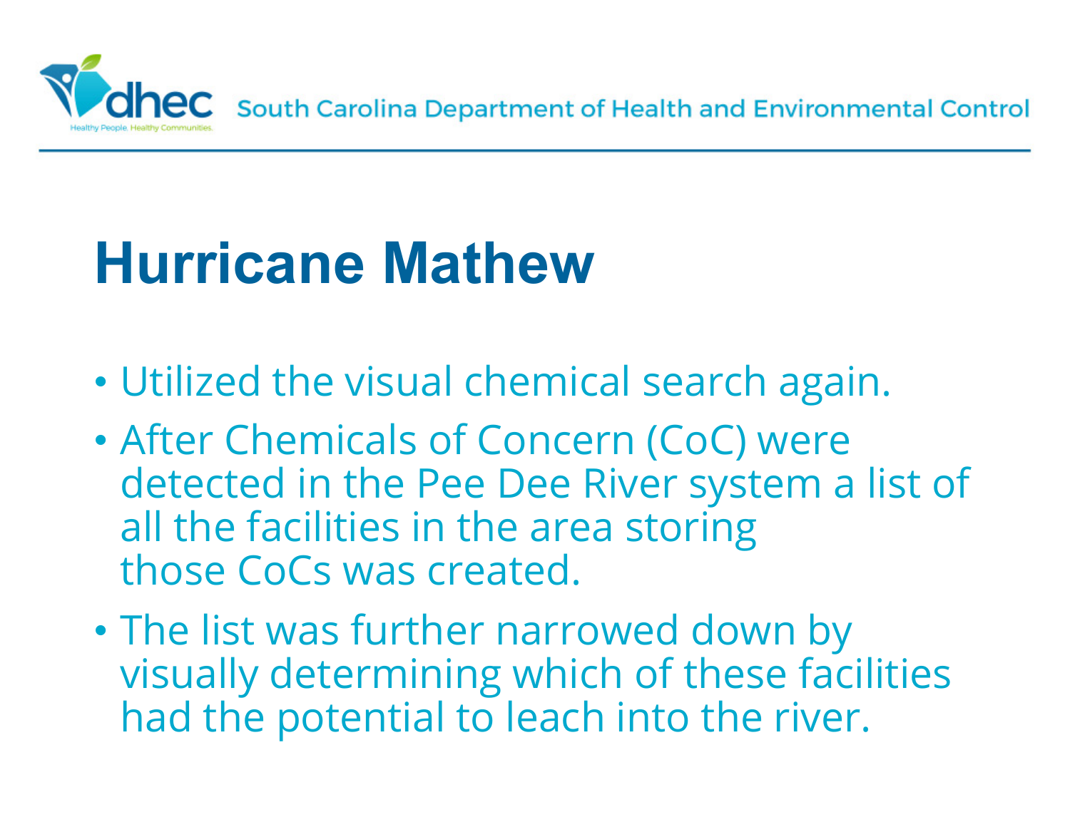# Hurricane Mathew

- Utilized the visual chemical search again.
- After Chemicals of Concern (CoC) were detected in the Pee Dee River system a list of all the facilities in the area storing those CoCs was created.
- The list was further narrowed down by visually determining which of these facilities had the potential to leach into the river.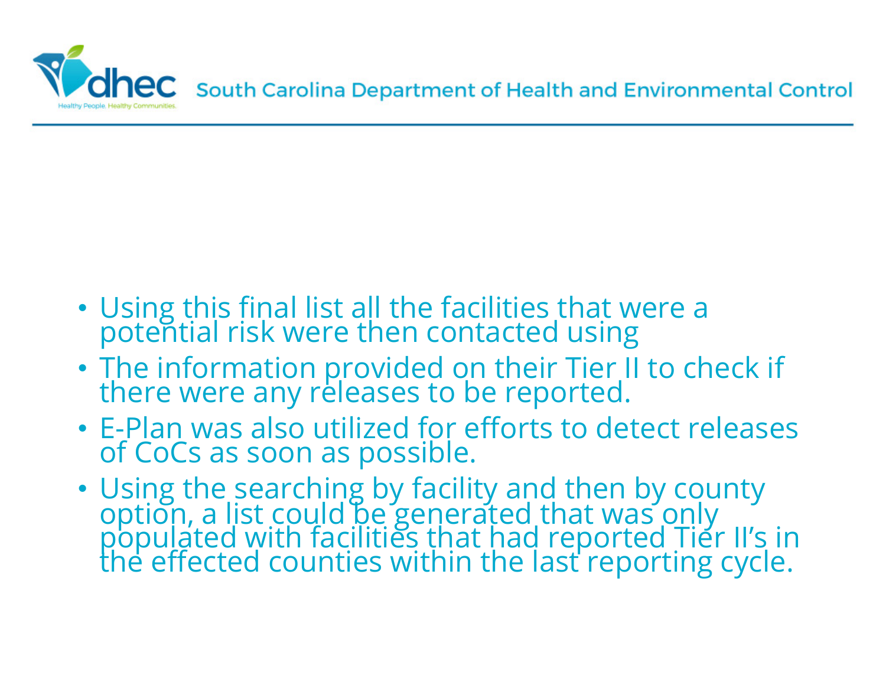- Using this final list all the facilities that were a potential risk were then contacted using
- The information provided on their Tier II to check if there were any releases to be reported.
- E-Plan was also utilized for efforts to detect releases of CoCs as soon as possible.
- Using the searching by facility and then by county option, a list could be generated that was only populated with facilities that had reported Tier II's in the effected counties within the last reporting cycle.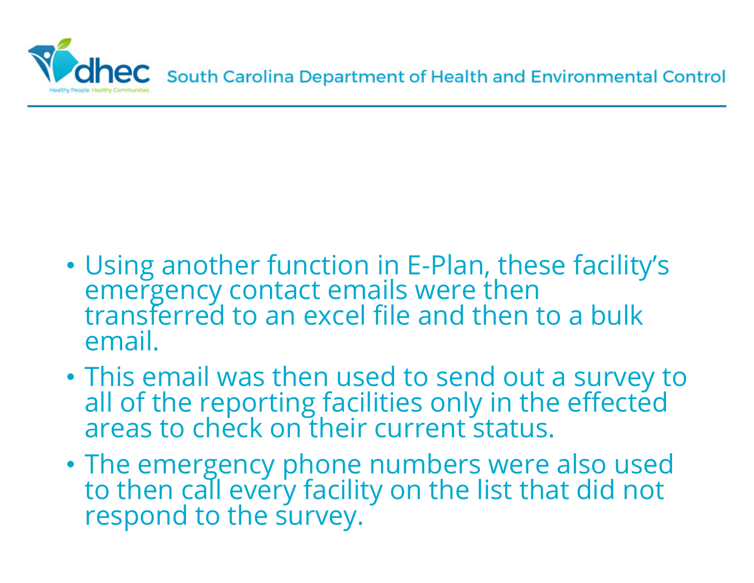- Using another function in E-Plan, these facility's emergency contact emails were then transferred to an excel file and then to a bulk email.
- This email was then used to send out a survey to all of the reporting facilities only in the effected areas to check on their current status.
- The emergency phone numbers were also used to then call every facility on the list that did not respond to the survey.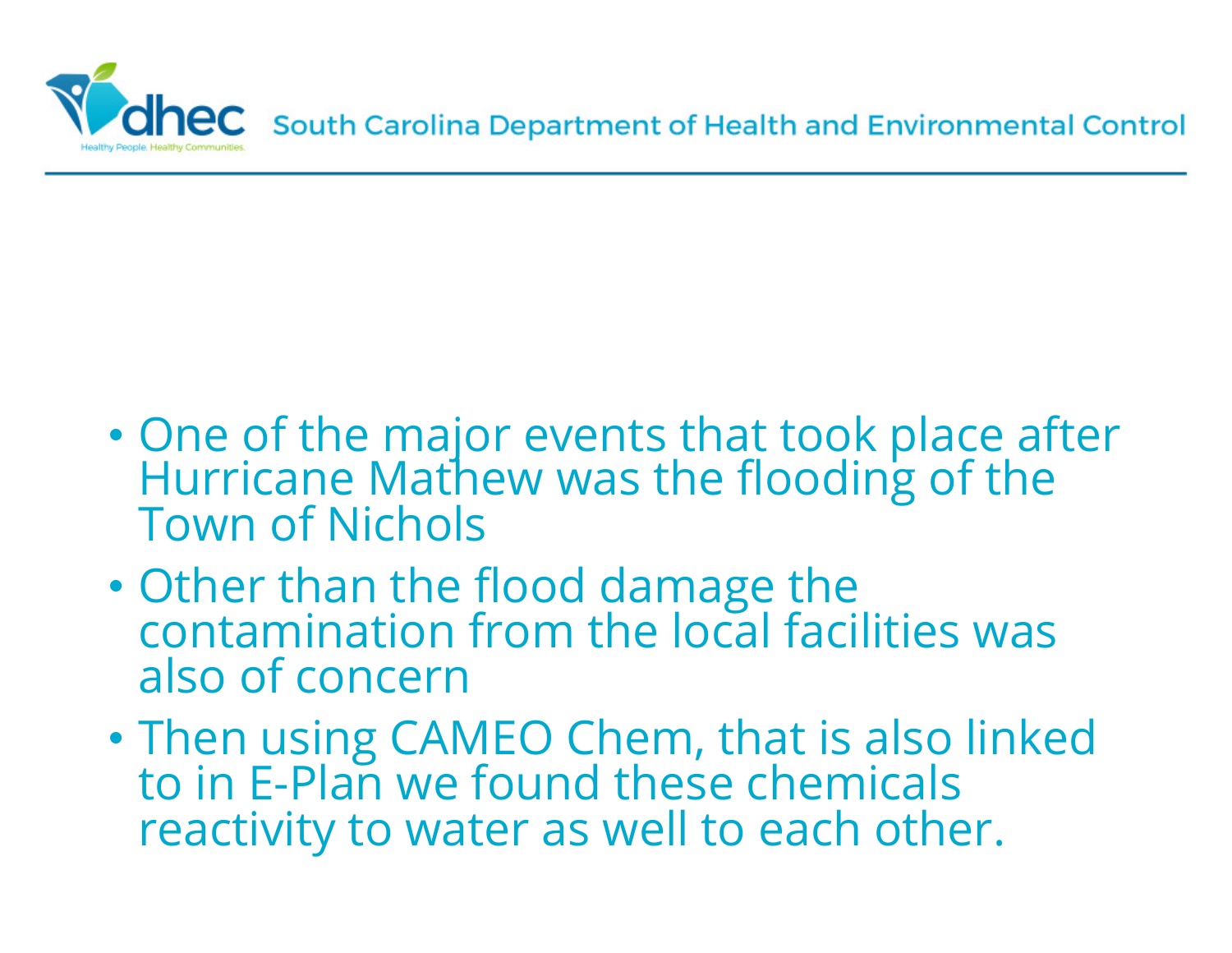- One of the major events that took place after Hurricane Mathew was the flooding of the Town of Nichols
- Other than the flood damage the contamination from the local facilities was also of concern
- Then using CAMEO Chem, that is also linked to in E-Plan we found these chemicals reactivity to water as well to each other.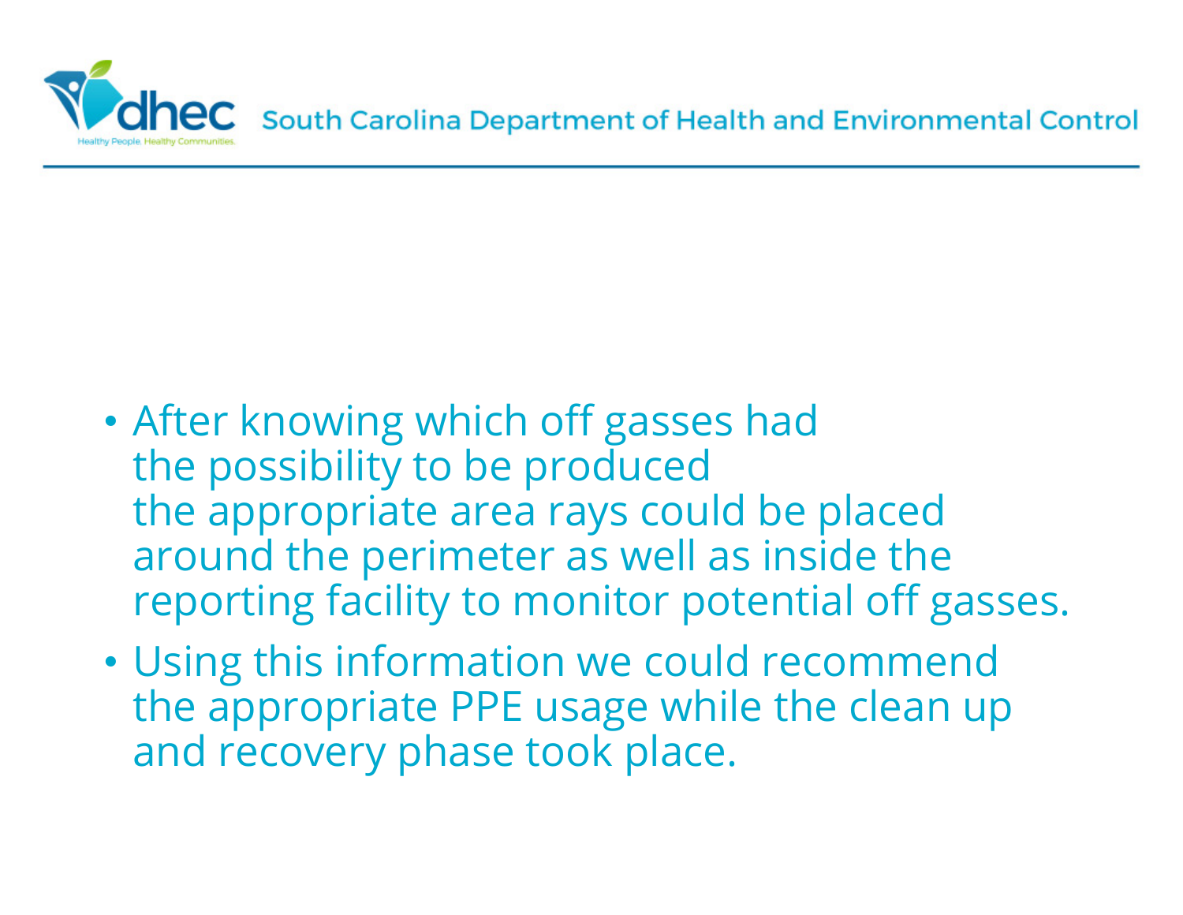- After knowing which off gasses had the possibility to be produced the appropriate area rays could be placed around the perimeter as well as inside the reporting facility to monitor potential off gasses.
- Using this information we could recommend the appropriate PPE usage while the clean up and recovery phase took place.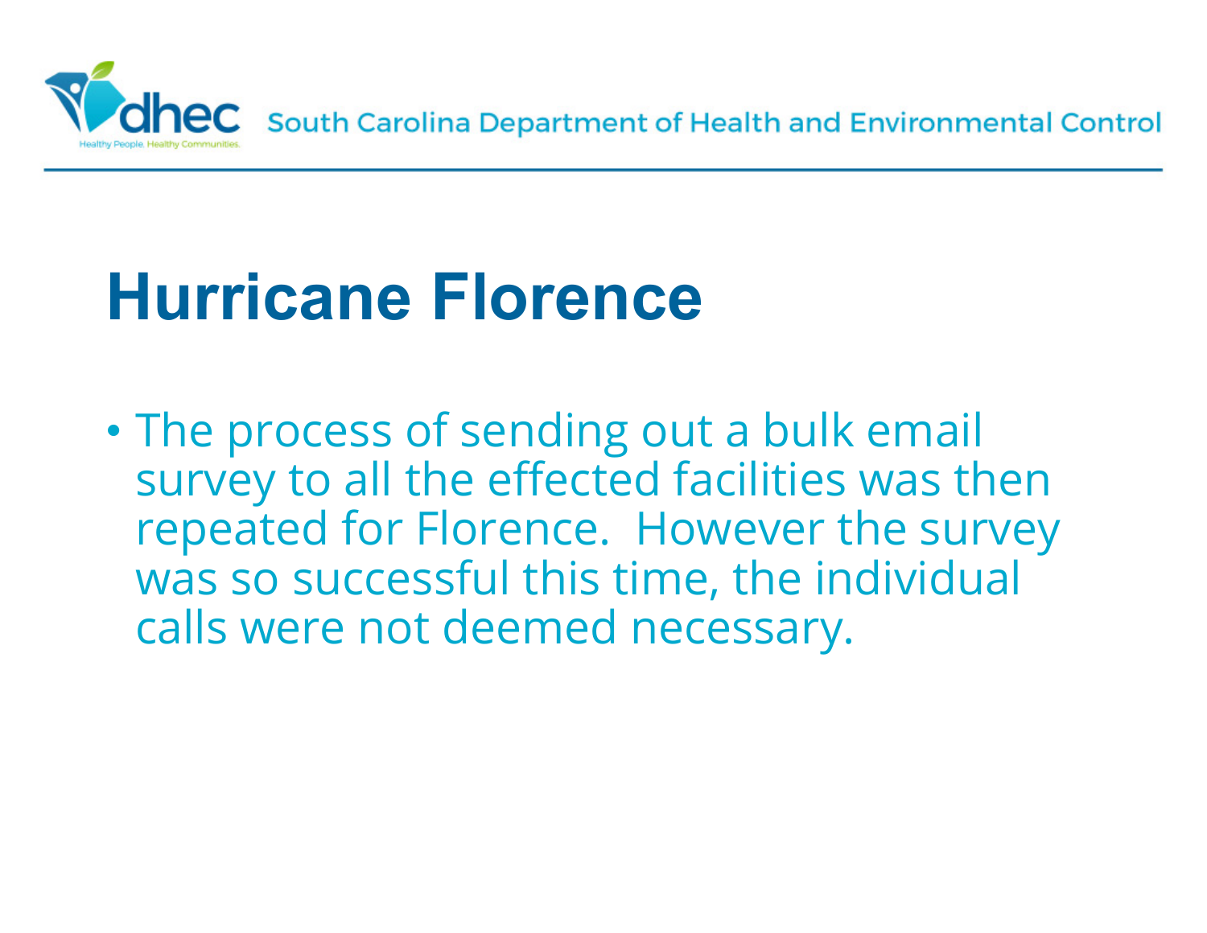# Hurricane Florence

- The process of sending out a bulk email survey to all the effected facilities was then repeated for Florence.  However the survey was so successful this time, the individual calls were not deemed necessary.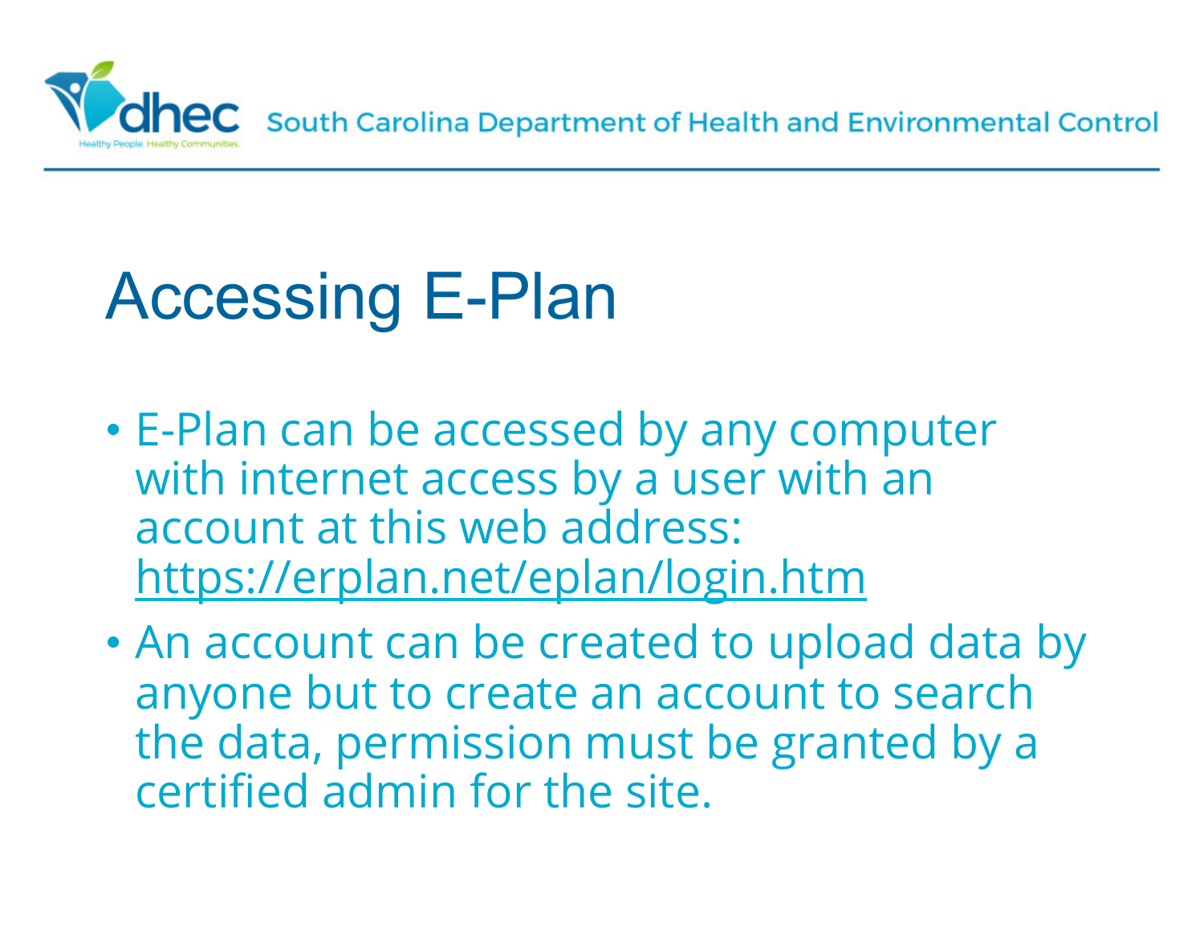# Accessing E-Plan

- E-Plan can be accessed by any computer with internet access by a user with an account at this web address: https://erplan.net/eplan/login.htm
- An account can be created to upload data by anyone but to create an account to search the data, permission must be granted by a certified admin for the site.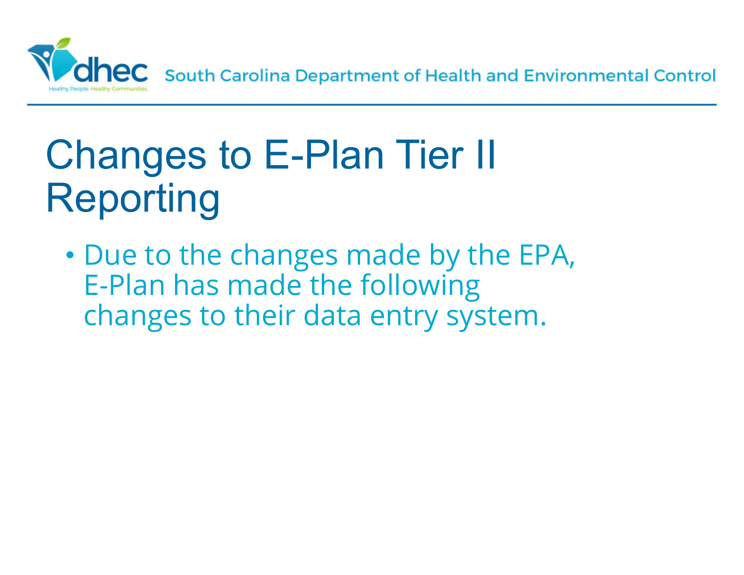# Changes to E-Plan Tier II Reporting

- Due to the changes made by the EPA, E-Plan has made the following changes to their data entry system.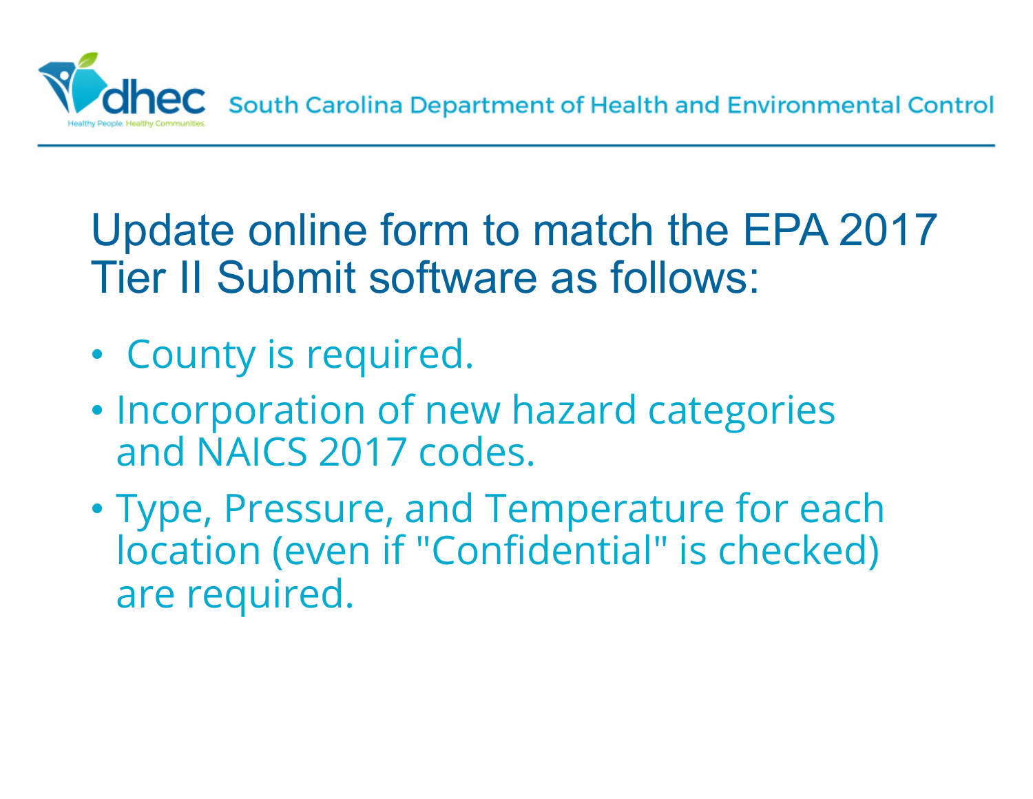## Update online form to match the EPA 2017 Tier II Submit software as follows:

- County is required.
- Incorporation of new hazard categories and NAICS 2017 codes.
- Type, Pressure, and Temperature for each location (even if "Confidential" is checked) are required.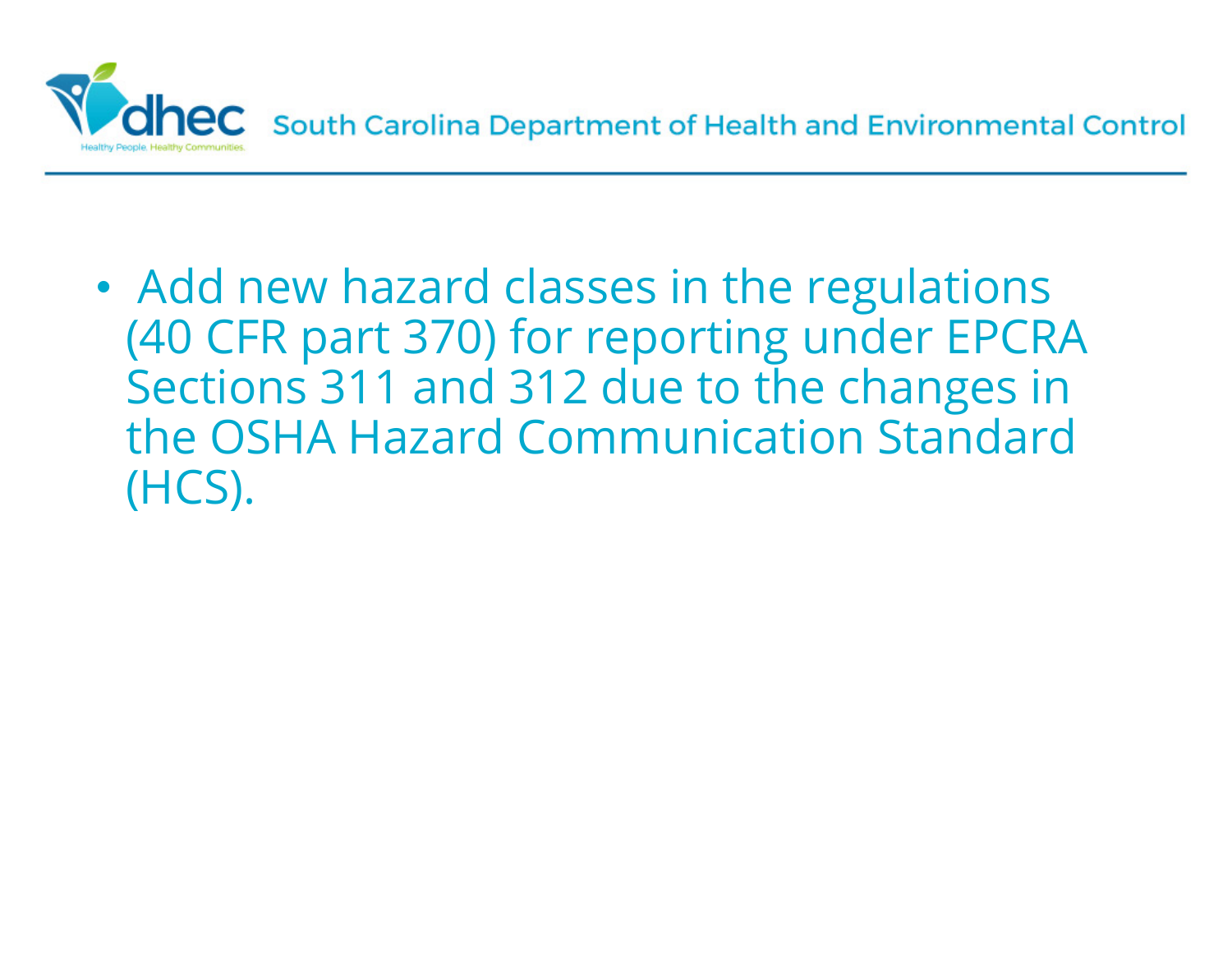- Add new hazard classes in the regulations (40 CFR part 370) for reporting under EPCRA Sections 311 and 312 due to the changes in the OSHA Hazard Communication Standard (HCS).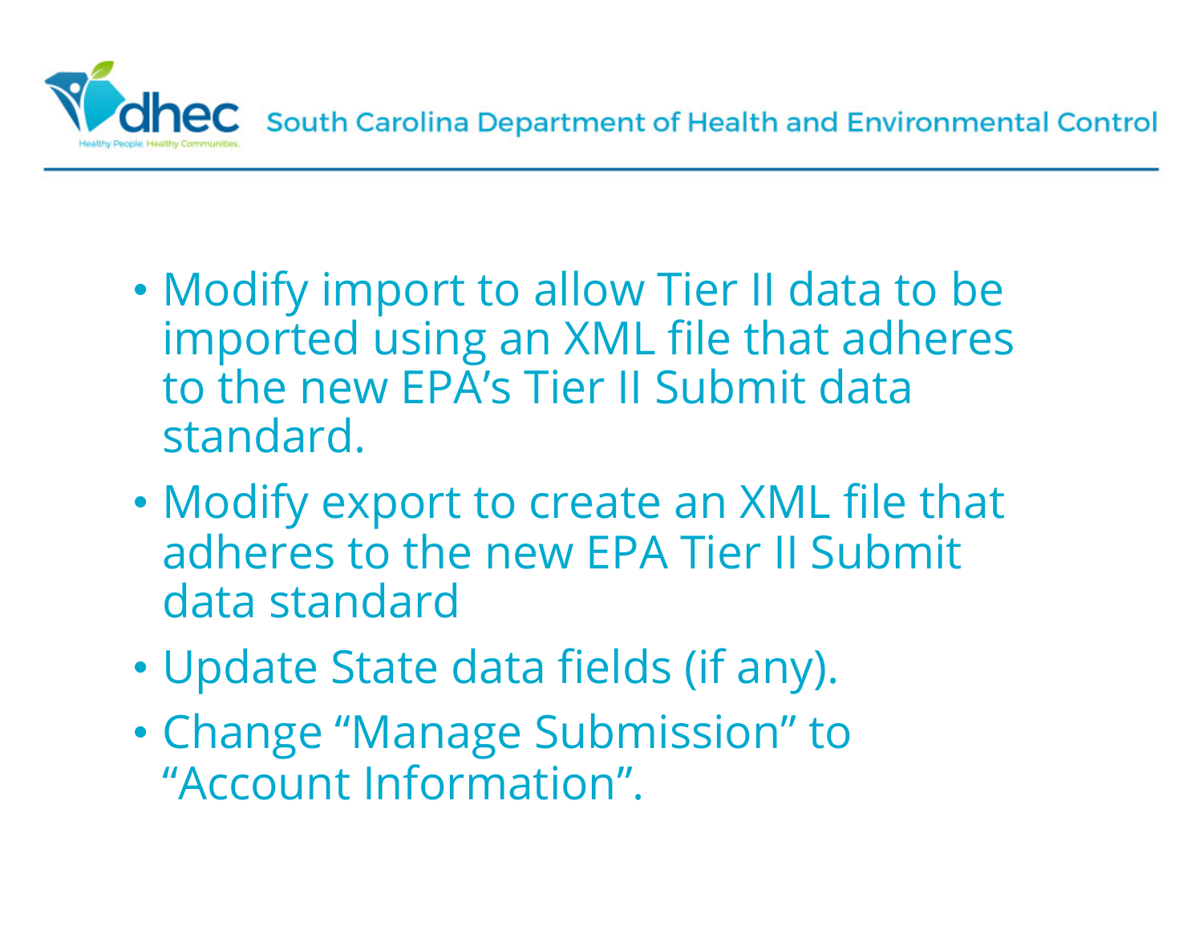- Modify import to allow Tier II data to be imported using an XML file that adheres to the new EPA's Tier II Submit data standard.
- Modify export to create an XML file that adheres to the new EPA Tier II Submit data standard
- Update State data fields (if any).
- Change "Manage Submission" to "Account Information".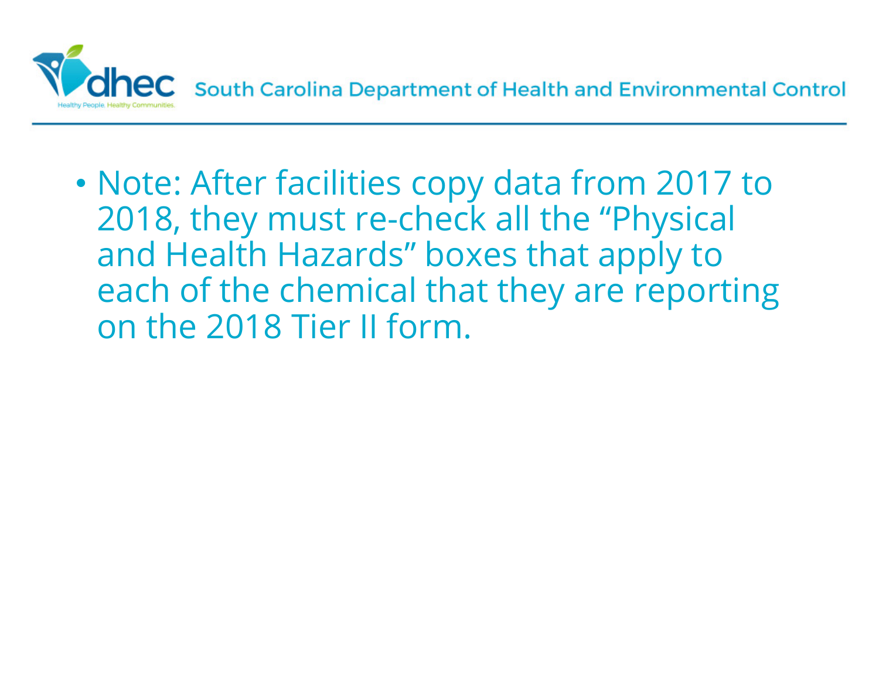- Note: After facilities copy data from 2017 to 2018, they must re-check all the “Physical and Health Hazards” boxes that apply to each of the chemical that they are reporting on the 2018 Tier II form.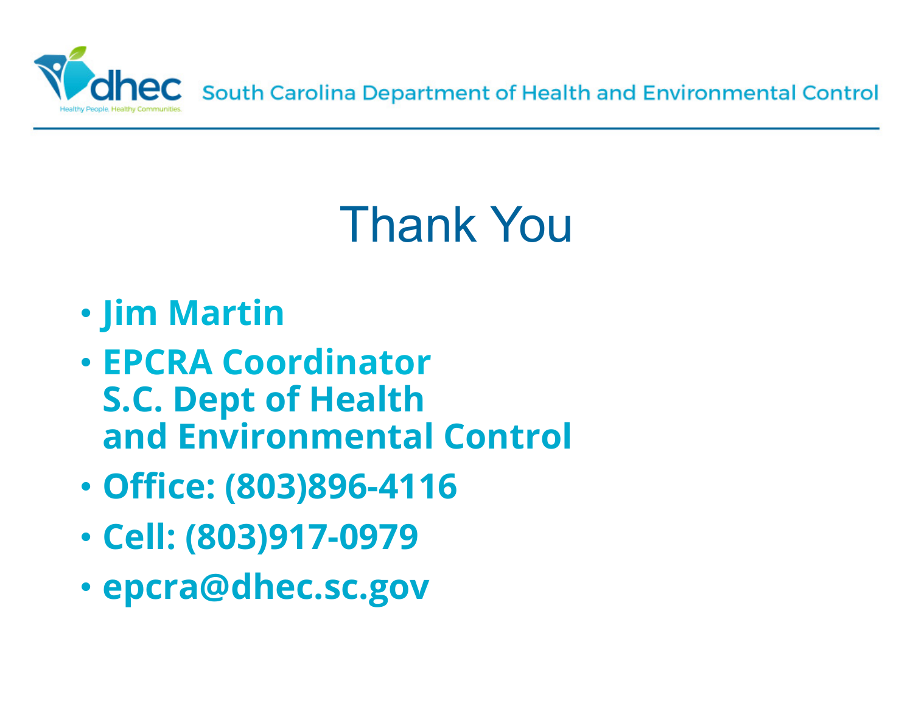dhec

Healthy People. Healthy Communities.

South Carolina Department of Health and Environmental Control

# Thank You

- **Jim Martin**
- **EPCRA Coordinator S.C. Dept of Health and Environmental Control**
- **Office: (803)896-4116**
- **Cell: (803)917-0979**
- **epcra@dhec.sc.gov**